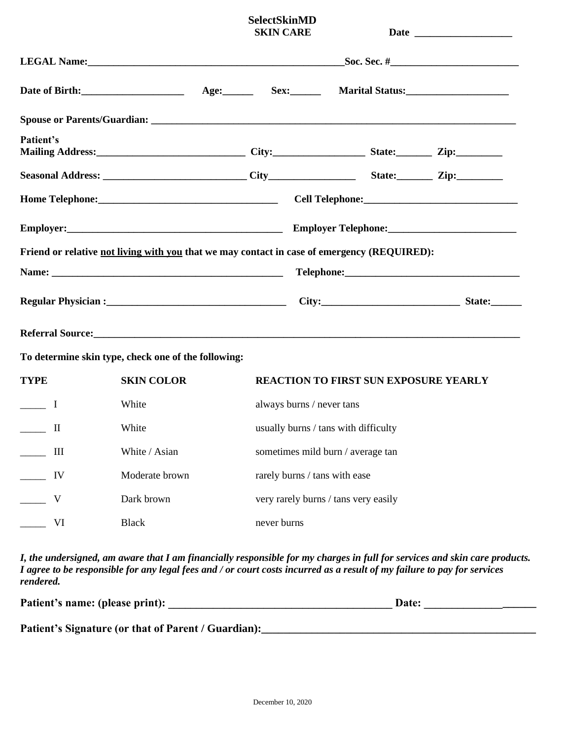**SelectSkinMD**
**SKIN CARE**

**Date ___________________**

**LEGAL Name:__________________________________________________Soc. Sec. #_________________________**

**Date of Birth:____________________ Age:______ Sex:______ Marital Status:____________________**

**Spouse or Parents/Guardian: _______________________________________________________________________**

**Patient's**
**Mailing Address:_____________________________ City:__________________ State:_______ Zip:_________**

**Seasonal Address: ___________________________ City_________________ State:_______ Zip:_________**

**Home Telephone:___________________________________ Cell Telephone:_____________________________**

**Employer:__________________________________________ Employer Telephone:_________________________**

**Friend or relative <u>not living with you</u> that we may contact in case of emergency (REQUIRED):**

**Name: ______________________________________________ Telephone:__________________________________**

**Regular Physician :___________________________________ City:___________________________ State:______**

**Referral Source:__________________________________________________________________________________**

**To determine skin type, check one of the following:**

| TYPE | SKIN COLOR | REACTION TO FIRST SUN EXPOSURE YEARLY |
|---|---|---|
| _____ I | White | always burns / never tans |
| _____ II | White | usually burns / tans with difficulty |
| _____ III | White / Asian | sometimes mild burn / average tan |
| _____ IV | Moderate brown | rarely burns / tans with ease |
| _____ V | Dark brown | very rarely burns / tans very easily |
| _____ VI | Black | never burns |

***I, the undersigned, am aware that I am financially responsible for my charges in full for services and skin care products. I agree to be responsible for any legal fees and / or court costs incurred as a result of my failure to pay for services rendered.***

**Patient's name: (please print): ________________________________________ Date: _____________________**

**Patient's Signature (or that of Parent / Guardian):___________________________________________________**

December 10, 2020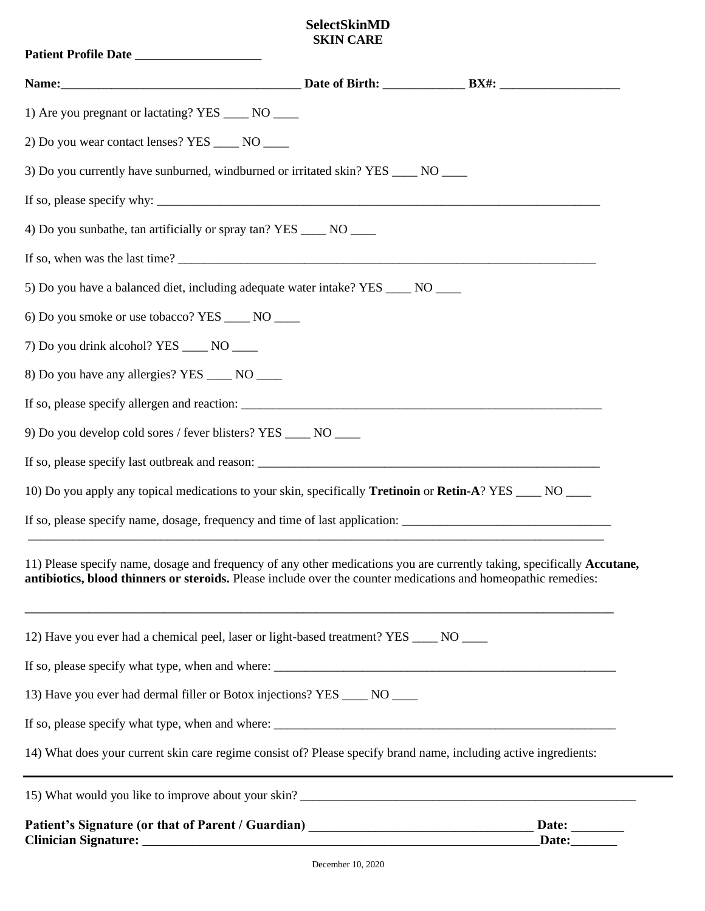# SelectSkinMD
## SKIN CARE

**Patient Profile Date ____________________**

**Name:______________________________________ Date of Birth: _____________ BX#: ___________________**

1) Are you pregnant or lactating? YES ____ NO ____

2) Do you wear contact lenses? YES ____ NO ____

3) Do you currently have sunburned, windburned or irritated skin? YES ____ NO ____

If so, please specify why: ___________________________________________________________________________

4) Do you sunbathe, tan artificially or spray tan? YES ____ NO ____

If so, when was the last time? ______________________________________________________________________

5) Do you have a balanced diet, including adequate water intake? YES ____ NO ____

6) Do you smoke or use tobacco? YES ____ NO ____

7) Do you drink alcohol? YES ____ NO ____

8) Do you have any allergies? YES ____ NO ____

If so, please specify allergen and reaction: _____________________________________________________________

9) Do you develop cold sores / fever blisters? YES ____ NO ____

If so, please specify last outbreak and reason: __________________________________________________________

10) Do you apply any topical medications to your skin, specifically **Tretinoin** or **Retin-A**? YES ____ NO ____

If so, please specify name, dosage, frequency and time of last application: _________________________________

_____________________________________________________________________________________________

11) Please specify name, dosage and frequency of any other medications you are currently taking, specifically **Accutane, antibiotics, blood thinners or steroids.** Please include over the counter medications and homeopathic remedies:

_____________________________________________________________________________________________

12) Have you ever had a chemical peel, laser or light-based treatment? YES ____ NO ____

If so, please specify what type, when and where: _________________________________________________________

13) Have you ever had dermal filler or Botox injections? YES ____ NO ____

If so, please specify what type, when and where: _________________________________________________________

14) What does your current skin care regime consist of? Please specify brand name, including active ingredients:

_____________________________________________________________________________________________

15) What would you like to improve about your skin? ________________________________________________________

**Patient's Signature (or that of Parent / Guardian) __________________________________ Date: ________**
**Clinician Signature: ______________________________________________________________Date:_______**

December 10, 2020